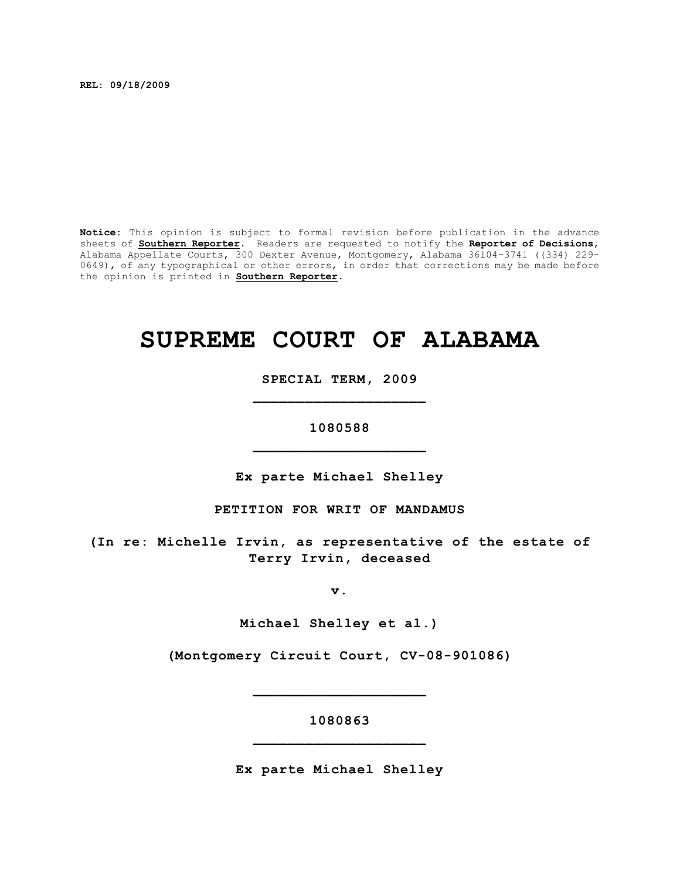**REL: 09/18/2009**

**Notice:** This opinion is subject to formal revision before publication in the advance sheets of **Southern Reporter**. Readers are requested to notify the **Reporter of Decisions**, Alabama Appellate Courts, 300 Dexter Avenue, Montgomery, Alabama 36104-3741 ((334) 229-0649), of any typographical or other errors, in order that corrections may be made before the opinion is printed in **Southern Reporter**.

# SUPREME COURT OF ALABAMA

**SPECIAL TERM, 2009**

---

**1080588**

---

**Ex parte Michael Shelley**

**PETITION FOR WRIT OF MANDAMUS**

**(In re: Michelle Irvin, as representative of the estate of Terry Irvin, deceased**

**v.**

**Michael Shelley et al.)**

**(Montgomery Circuit Court, CV-08-901086)**

---

**1080863**

---

**Ex parte Michael Shelley**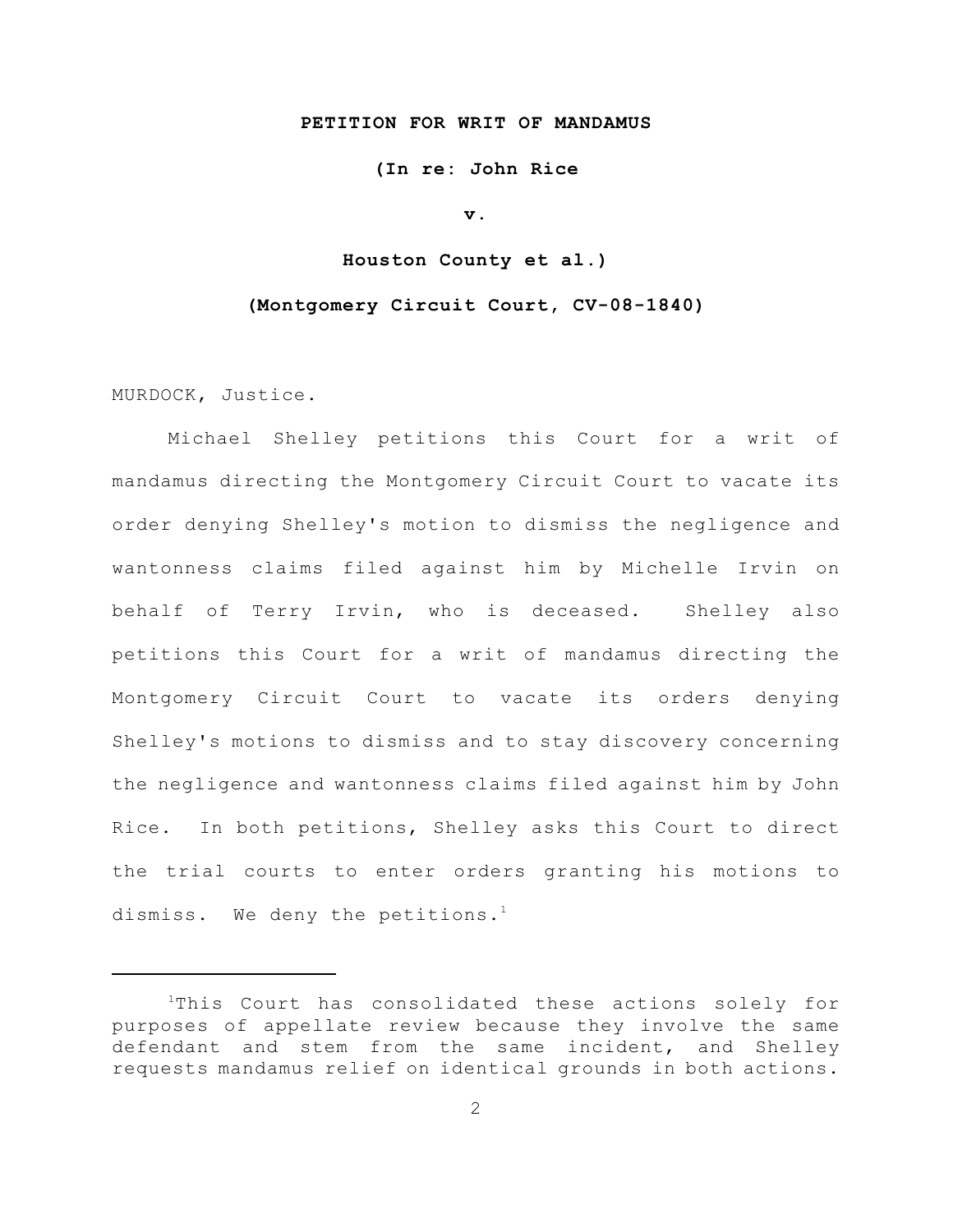**PETITION FOR WRIT OF MANDAMUS**

**(In re: John Rice**

**v.**

**Houston County et al.)**

**(Montgomery Circuit Court, CV-08-1840)**

MURDOCK, Justice.

Michael Shelley petitions this Court for a writ of mandamus directing the Montgomery Circuit Court to vacate its order denying Shelley's motion to dismiss the negligence and wantonness claims filed against him by Michelle Irvin on behalf of Terry Irvin, who is deceased. Shelley also petitions this Court for a writ of mandamus directing the Montgomery Circuit Court to vacate its orders denying Shelley's motions to dismiss and to stay discovery concerning the negligence and wantonness claims filed against him by John Rice. In both petitions, Shelley asks this Court to direct the trial courts to enter orders granting his motions to dismiss. We deny the petitions.[1]

---

[1]This Court has consolidated these actions solely for purposes of appellate review because they involve the same defendant and stem from the same incident, and Shelley requests mandamus relief on identical grounds in both actions.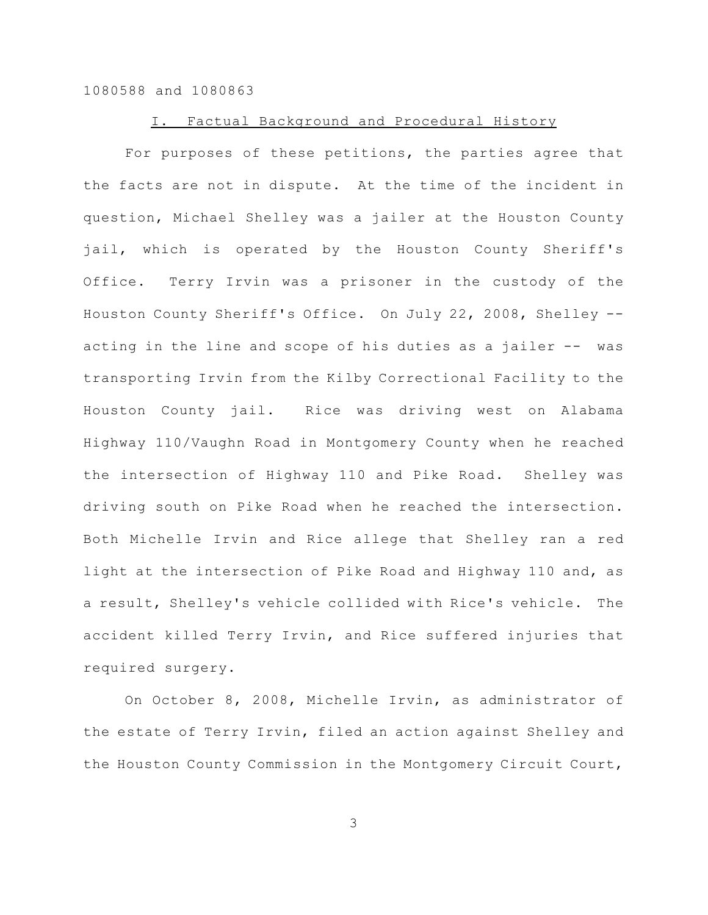1080588 and 1080863

## I. Factual Background and Procedural History

For purposes of these petitions, the parties agree that the facts are not in dispute. At the time of the incident in question, Michael Shelley was a jailer at the Houston County jail, which is operated by the Houston County Sheriff's Office. Terry Irvin was a prisoner in the custody of the Houston County Sheriff's Office. On July 22, 2008, Shelley -- acting in the line and scope of his duties as a jailer -- was transporting Irvin from the Kilby Correctional Facility to the Houston County jail. Rice was driving west on Alabama Highway 110/Vaughn Road in Montgomery County when he reached the intersection of Highway 110 and Pike Road. Shelley was driving south on Pike Road when he reached the intersection. Both Michelle Irvin and Rice allege that Shelley ran a red light at the intersection of Pike Road and Highway 110 and, as a result, Shelley's vehicle collided with Rice's vehicle. The accident killed Terry Irvin, and Rice suffered injuries that required surgery.

On October 8, 2008, Michelle Irvin, as administrator of the estate of Terry Irvin, filed an action against Shelley and the Houston County Commission in the Montgomery Circuit Court,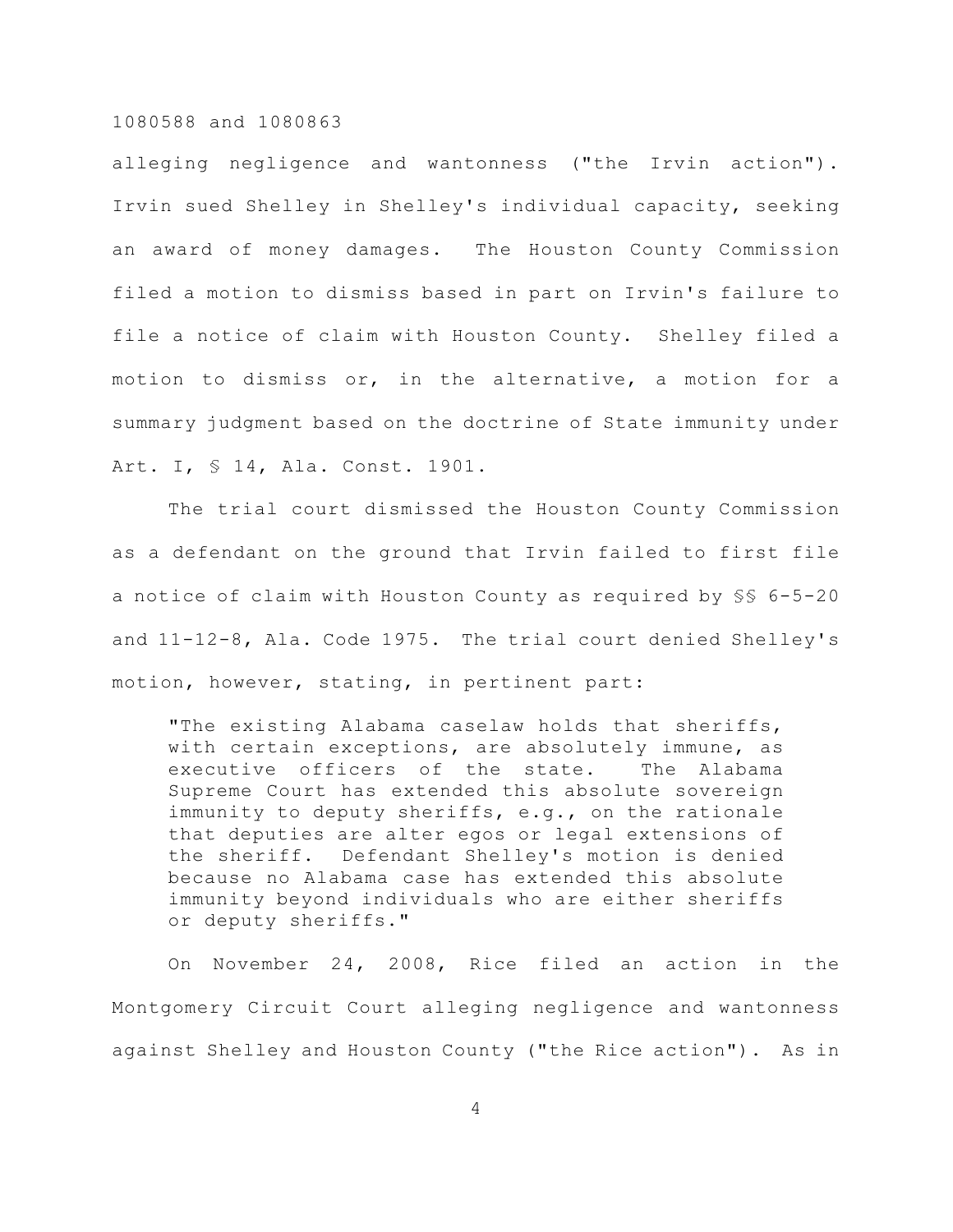alleging negligence and wantonness ("the Irvin action"). Irvin sued Shelley in Shelley's individual capacity, seeking an award of money damages. The Houston County Commission filed a motion to dismiss based in part on Irvin's failure to file a notice of claim with Houston County. Shelley filed a motion to dismiss or, in the alternative, a motion for a summary judgment based on the doctrine of State immunity under Art. I, § 14, Ala. Const. 1901.

The trial court dismissed the Houston County Commission as a defendant on the ground that Irvin failed to first file a notice of claim with Houston County as required by §§ 6-5-20 and 11-12-8, Ala. Code 1975. The trial court denied Shelley's motion, however, stating, in pertinent part:

> "The existing Alabama caselaw holds that sheriffs, with certain exceptions, are absolutely immune, as executive officers of the state. The Alabama Supreme Court has extended this absolute sovereign immunity to deputy sheriffs, e.g., on the rationale that deputies are alter egos or legal extensions of the sheriff. Defendant Shelley's motion is denied because no Alabama case has extended this absolute immunity beyond individuals who are either sheriffs or deputy sheriffs."

On November 24, 2008, Rice filed an action in the Montgomery Circuit Court alleging negligence and wantonness against Shelley and Houston County ("the Rice action"). As in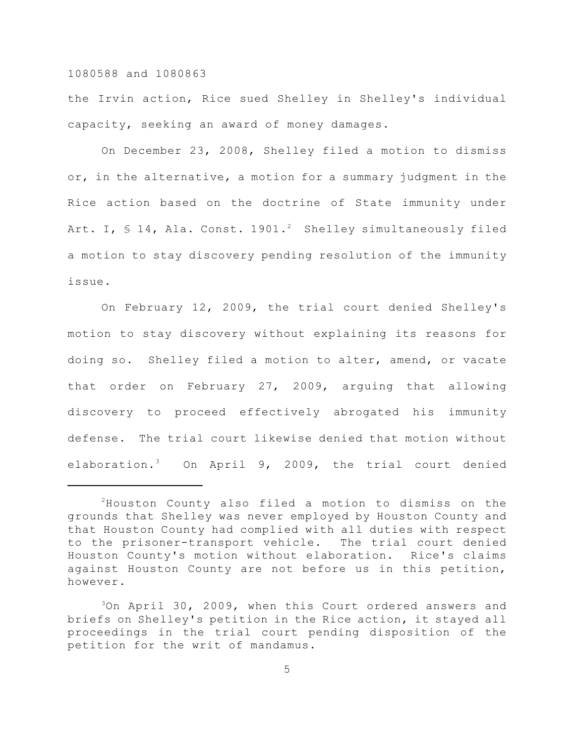the Irvin action, Rice sued Shelley in Shelley's individual capacity, seeking an award of money damages.

On December 23, 2008, Shelley filed a motion to dismiss or, in the alternative, a motion for a summary judgment in the Rice action based on the doctrine of State immunity under Art. I, § 14, Ala. Const. 1901.[2] Shelley simultaneously filed a motion to stay discovery pending resolution of the immunity issue.

On February 12, 2009, the trial court denied Shelley's motion to stay discovery without explaining its reasons for doing so. Shelley filed a motion to alter, amend, or vacate that order on February 27, 2009, arguing that allowing discovery to proceed effectively abrogated his immunity defense. The trial court likewise denied that motion without elaboration.[3] On April 9, 2009, the trial court denied

---

[2]Houston County also filed a motion to dismiss on the grounds that Shelley was never employed by Houston County and that Houston County had complied with all duties with respect to the prisoner-transport vehicle. The trial court denied Houston County's motion without elaboration. Rice's claims against Houston County are not before us in this petition, however.

[3]On April 30, 2009, when this Court ordered answers and briefs on Shelley's petition in the Rice action, it stayed all proceedings in the trial court pending disposition of the petition for the writ of mandamus.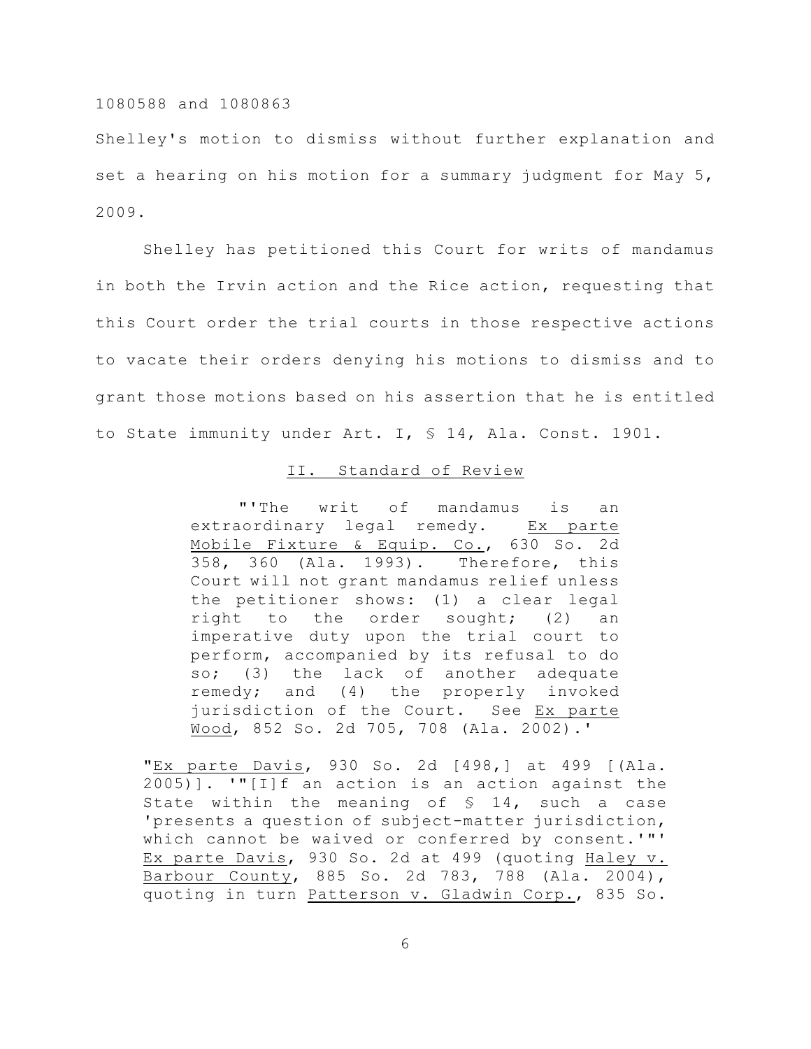Shelley's motion to dismiss without further explanation and set a hearing on his motion for a summary judgment for May 5, 2009.

Shelley has petitioned this Court for writs of mandamus in both the Irvin action and the Rice action, requesting that this Court order the trial courts in those respective actions to vacate their orders denying his motions to dismiss and to grant those motions based on his assertion that he is entitled to State immunity under Art. I, § 14, Ala. Const. 1901.

## II. Standard of Review

> "'The writ of mandamus is an extraordinary legal remedy. Ex parte Mobile Fixture & Equip. Co., 630 So. 2d 358, 360 (Ala. 1993). Therefore, this Court will not grant mandamus relief unless the petitioner shows: (1) a clear legal right to the order sought; (2) an imperative duty upon the trial court to perform, accompanied by its refusal to do so; (3) the lack of another adequate remedy; and (4) the properly invoked jurisdiction of the Court. See Ex parte Wood, 852 So. 2d 705, 708 (Ala. 2002).'
>
> "Ex parte Davis, 930 So. 2d [498,] at 499 [(Ala. 2005)]. '"[I]f an action is an action against the State within the meaning of § 14, such a case 'presents a question of subject-matter jurisdiction, which cannot be waived or conferred by consent.'"' Ex parte Davis, 930 So. 2d at 499 (quoting Haley v. Barbour County, 885 So. 2d 783, 788 (Ala. 2004), quoting in turn Patterson v. Gladwin Corp., 835 So.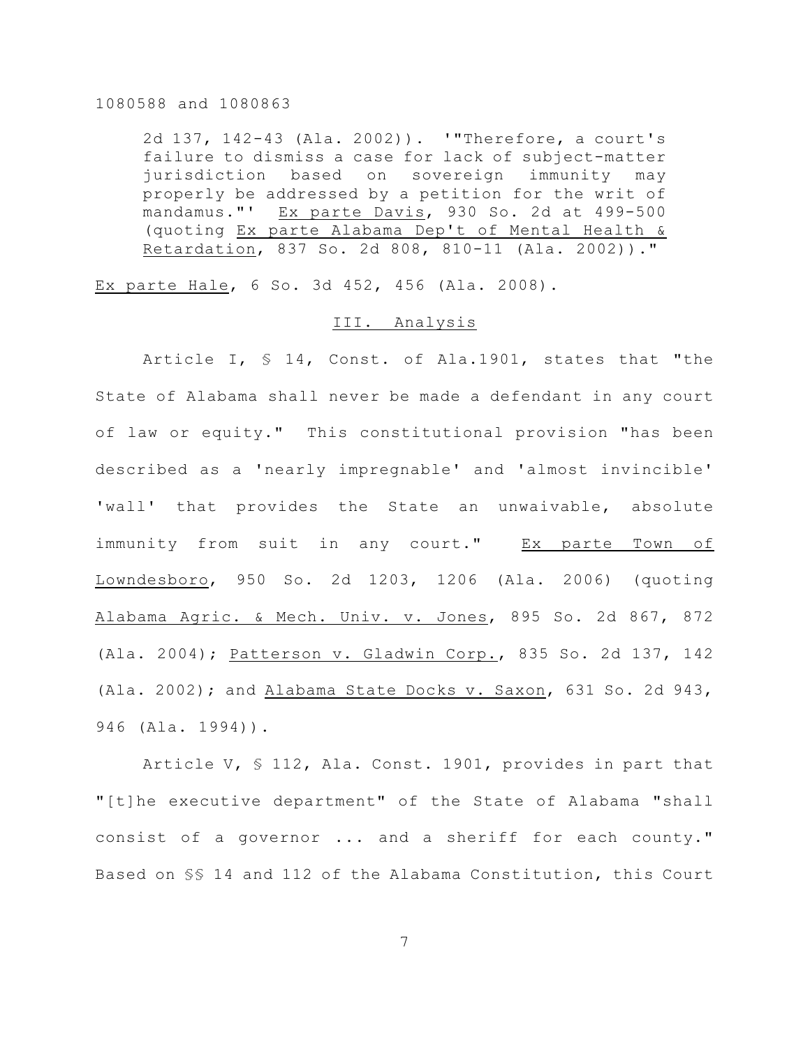> 2d 137, 142-43 (Ala. 2002)). '"Therefore, a court's failure to dismiss a case for lack of subject-matter jurisdiction based on sovereign immunity may properly be addressed by a petition for the writ of mandamus."' Ex parte Davis, 930 So. 2d at 499-500 (quoting Ex parte Alabama Dep't of Mental Health & Retardation, 837 So. 2d 808, 810-11 (Ala. 2002))."

Ex parte Hale, 6 So. 3d 452, 456 (Ala. 2008).

## III. Analysis

Article I, § 14, Const. of Ala.1901, states that "the State of Alabama shall never be made a defendant in any court of law or equity." This constitutional provision "has been described as a 'nearly impregnable' and 'almost invincible' 'wall' that provides the State an unwaivable, absolute immunity from suit in any court." Ex parte Town of Lowndesboro, 950 So. 2d 1203, 1206 (Ala. 2006) (quoting Alabama Agric. & Mech. Univ. v. Jones, 895 So. 2d 867, 872 (Ala. 2004); Patterson v. Gladwin Corp., 835 So. 2d 137, 142 (Ala. 2002); and Alabama State Docks v. Saxon, 631 So. 2d 943, 946 (Ala. 1994)).

Article V, § 112, Ala. Const. 1901, provides in part that "[t]he executive department" of the State of Alabama "shall consist of a governor ... and a sheriff for each county." Based on §§ 14 and 112 of the Alabama Constitution, this Court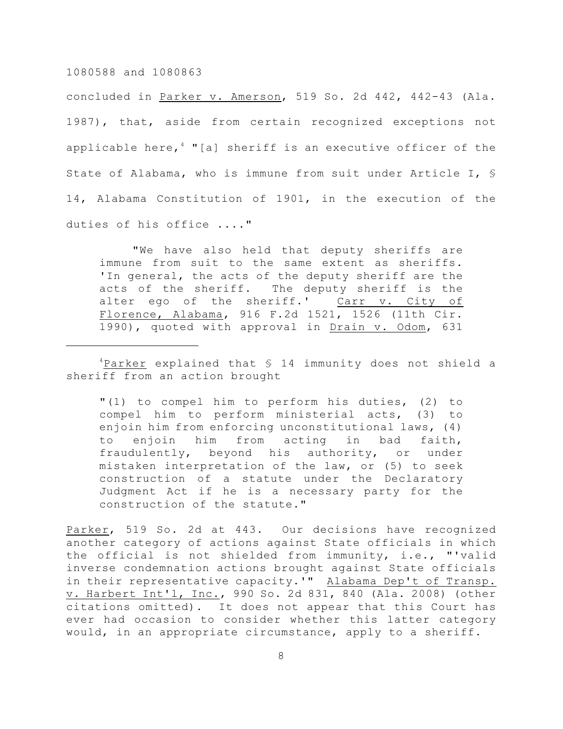concluded in Parker v. Amerson, 519 So. 2d 442, 442-43 (Ala. 1987), that, aside from certain recognized exceptions not applicable here,[4] "[a] sheriff is an executive officer of the State of Alabama, who is immune from suit under Article I, § 14, Alabama Constitution of 1901, in the execution of the duties of his office ...."

> "We have also held that deputy sheriffs are immune from suit to the same extent as sheriffs. 'In general, the acts of the deputy sheriff are the acts of the sheriff. The deputy sheriff is the alter ego of the sheriff.' Carr v. City of Florence, Alabama, 916 F.2d 1521, 1526 (11th Cir. 1990), quoted with approval in Drain v. Odom, 631

---

[4]Parker explained that § 14 immunity does not shield a sheriff from an action brought

> "(1) to compel him to perform his duties, (2) to compel him to perform ministerial acts, (3) to enjoin him from enforcing unconstitutional laws, (4) to enjoin him from acting in bad faith, fraudulently, beyond his authority, or under mistaken interpretation of the law, or (5) to seek construction of a statute under the Declaratory Judgment Act if he is a necessary party for the construction of the statute."

Parker, 519 So. 2d at 443. Our decisions have recognized another category of actions against State officials in which the official is not shielded from immunity, i.e., "'valid inverse condemnation actions brought against State officials in their representative capacity.'" Alabama Dep't of Transp. v. Harbert Int'l, Inc., 990 So. 2d 831, 840 (Ala. 2008) (other citations omitted). It does not appear that this Court has ever had occasion to consider whether this latter category would, in an appropriate circumstance, apply to a sheriff.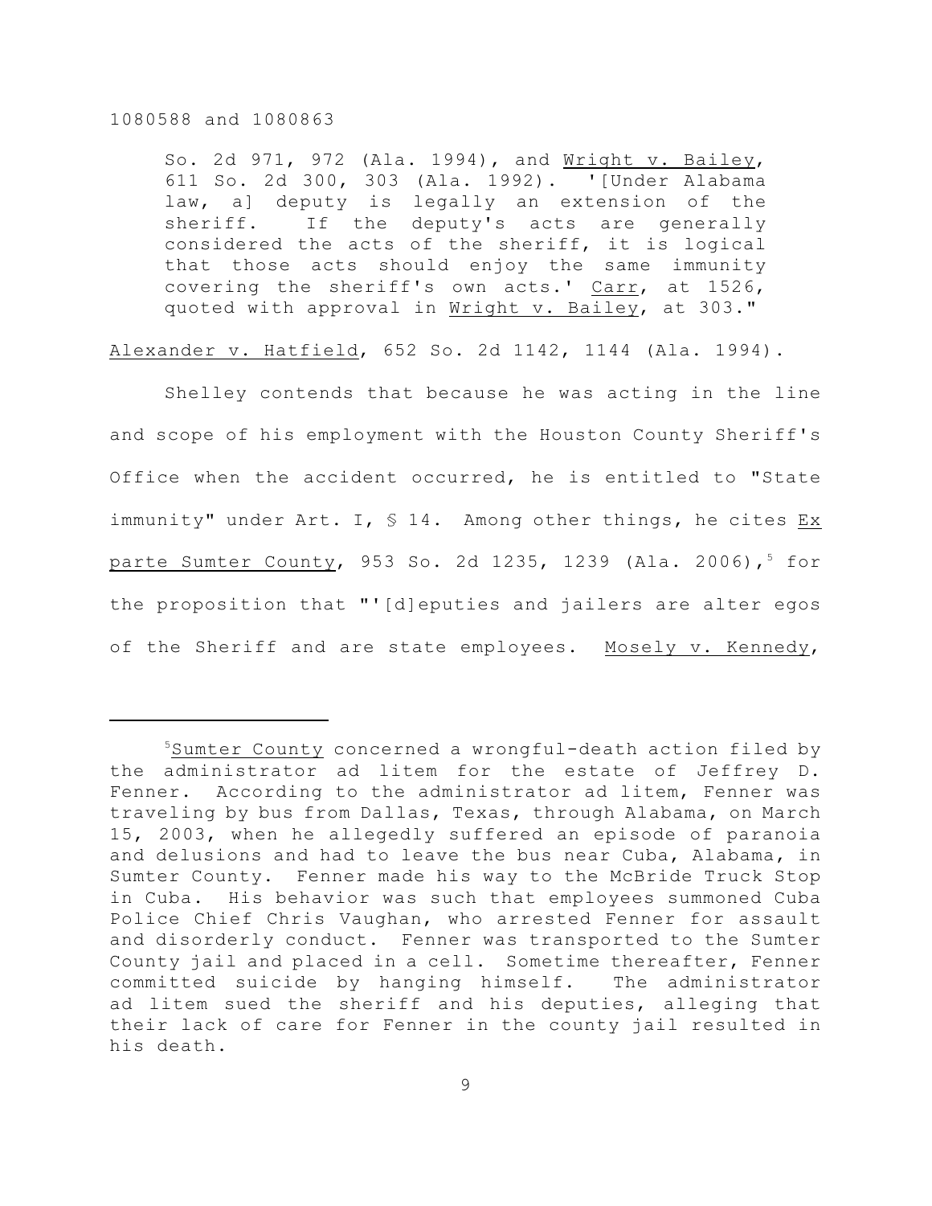So. 2d 971, 972 (Ala. 1994), and Wright v. Bailey, 611 So. 2d 300, 303 (Ala. 1992). '[Under Alabama law, a] deputy is legally an extension of the sheriff. If the deputy's acts are generally considered the acts of the sheriff, it is logical that those acts should enjoy the same immunity covering the sheriff's own acts.' Carr, at 1526, quoted with approval in Wright v. Bailey, at 303."

Alexander v. Hatfield, 652 So. 2d 1142, 1144 (Ala. 1994).

Shelley contends that because he was acting in the line and scope of his employment with the Houston County Sheriff's Office when the accident occurred, he is entitled to "State immunity" under Art. I, § 14. Among other things, he cites Ex parte Sumter County, 953 So. 2d 1235, 1239 (Ala. 2006),[5] for the proposition that "'[d]eputies and jailers are alter egos of the Sheriff and are state employees. Mosely v. Kennedy,

---

[5]Sumter County concerned a wrongful-death action filed by the administrator ad litem for the estate of Jeffrey D. Fenner. According to the administrator ad litem, Fenner was traveling by bus from Dallas, Texas, through Alabama, on March 15, 2003, when he allegedly suffered an episode of paranoia and delusions and had to leave the bus near Cuba, Alabama, in Sumter County. Fenner made his way to the McBride Truck Stop in Cuba. His behavior was such that employees summoned Cuba Police Chief Chris Vaughan, who arrested Fenner for assault and disorderly conduct. Fenner was transported to the Sumter County jail and placed in a cell. Sometime thereafter, Fenner committed suicide by hanging himself. The administrator ad litem sued the sheriff and his deputies, alleging that their lack of care for Fenner in the county jail resulted in his death.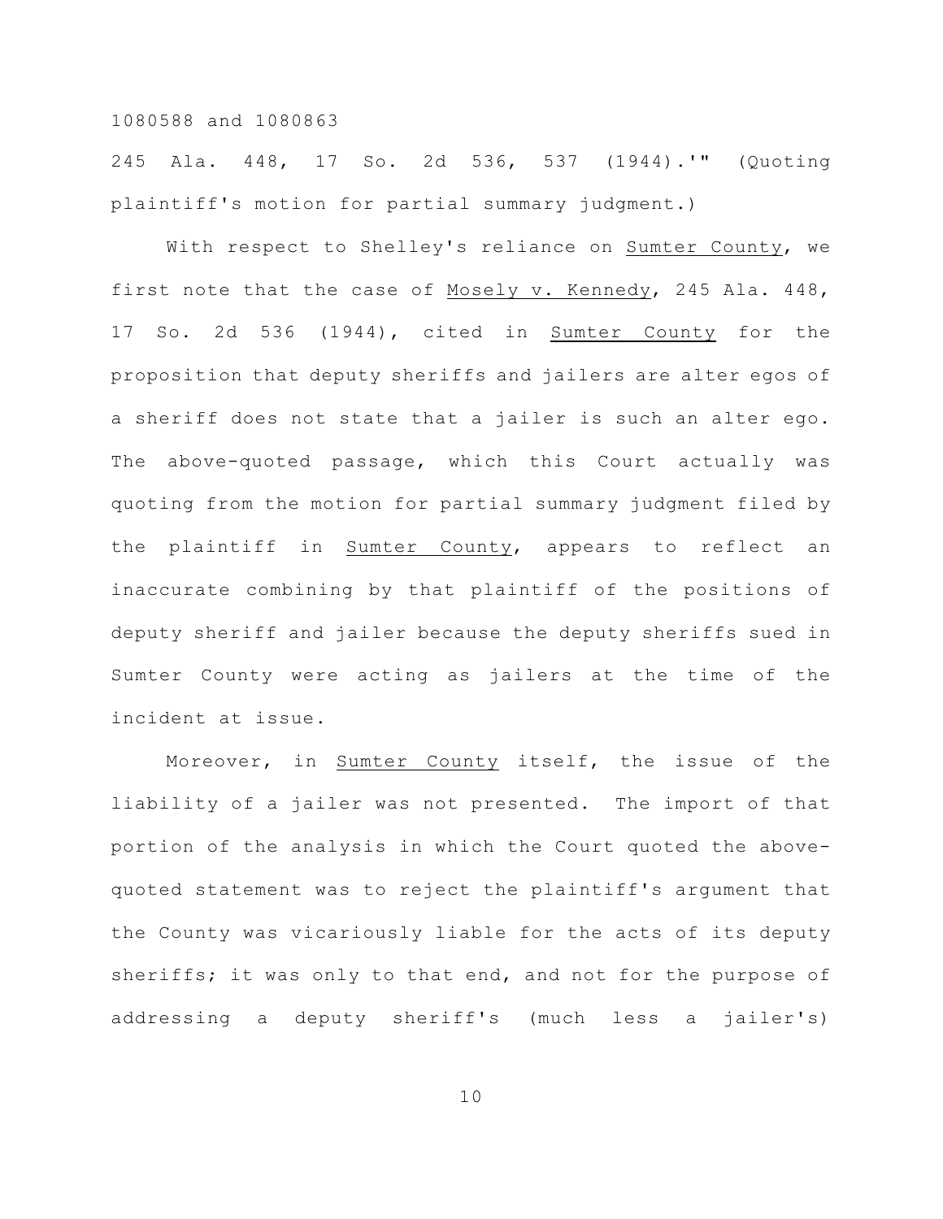245 Ala. 448, 17 So. 2d 536, 537 (1944).'" (Quoting plaintiff's motion for partial summary judgment.)

With respect to Shelley's reliance on Sumter County, we first note that the case of Mosely v. Kennedy, 245 Ala. 448, 17 So. 2d 536 (1944), cited in Sumter County for the proposition that deputy sheriffs and jailers are alter egos of a sheriff does not state that a jailer is such an alter ego. The above-quoted passage, which this Court actually was quoting from the motion for partial summary judgment filed by the plaintiff in Sumter County, appears to reflect an inaccurate combining by that plaintiff of the positions of deputy sheriff and jailer because the deputy sheriffs sued in Sumter County were acting as jailers at the time of the incident at issue.

Moreover, in Sumter County itself, the issue of the liability of a jailer was not presented. The import of that portion of the analysis in which the Court quoted the above-quoted statement was to reject the plaintiff's argument that the County was vicariously liable for the acts of its deputy sheriffs; it was only to that end, and not for the purpose of addressing a deputy sheriff's (much less a jailer's)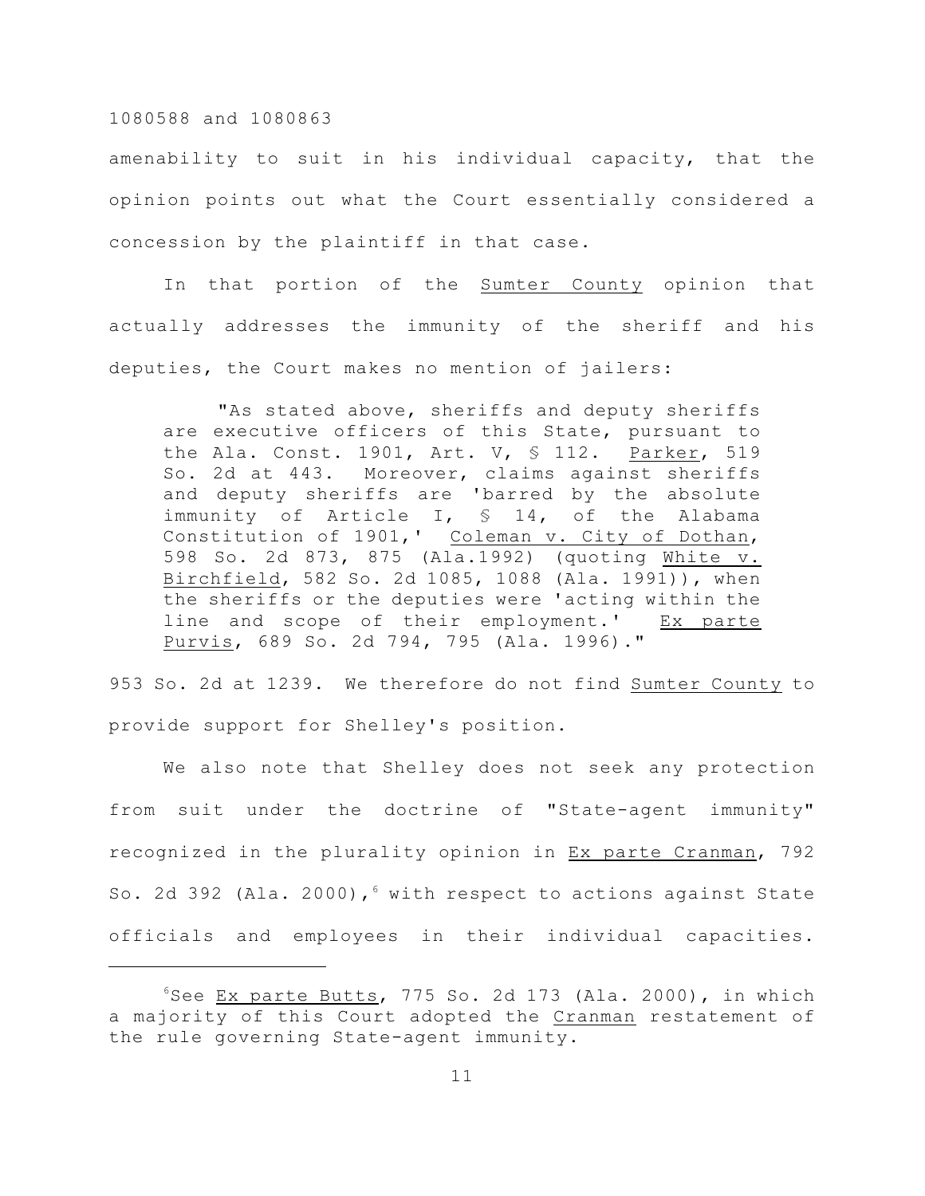amenability to suit in his individual capacity, that the opinion points out what the Court essentially considered a concession by the plaintiff in that case.

In that portion of the Sumter County opinion that actually addresses the immunity of the sheriff and his deputies, the Court makes no mention of jailers:

> "As stated above, sheriffs and deputy sheriffs are executive officers of this State, pursuant to the Ala. Const. 1901, Art. V, § 112. Parker, 519 So. 2d at 443. Moreover, claims against sheriffs and deputy sheriffs are 'barred by the absolute immunity of Article I, § 14, of the Alabama Constitution of 1901,' Coleman v. City of Dothan, 598 So. 2d 873, 875 (Ala.1992) (quoting White v. Birchfield, 582 So. 2d 1085, 1088 (Ala. 1991)), when the sheriffs or the deputies were 'acting within the line and scope of their employment.' Ex parte Purvis, 689 So. 2d 794, 795 (Ala. 1996)."

953 So. 2d at 1239. We therefore do not find Sumter County to provide support for Shelley's position.

We also note that Shelley does not seek any protection from suit under the doctrine of "State-agent immunity" recognized in the plurality opinion in Ex parte Cranman, 792 So. 2d 392 (Ala. 2000),[6] with respect to actions against State officials and employees in their individual capacities.

---

[6]See Ex parte Butts, 775 So. 2d 173 (Ala. 2000), in which a majority of this Court adopted the Cranman restatement of the rule governing State-agent immunity.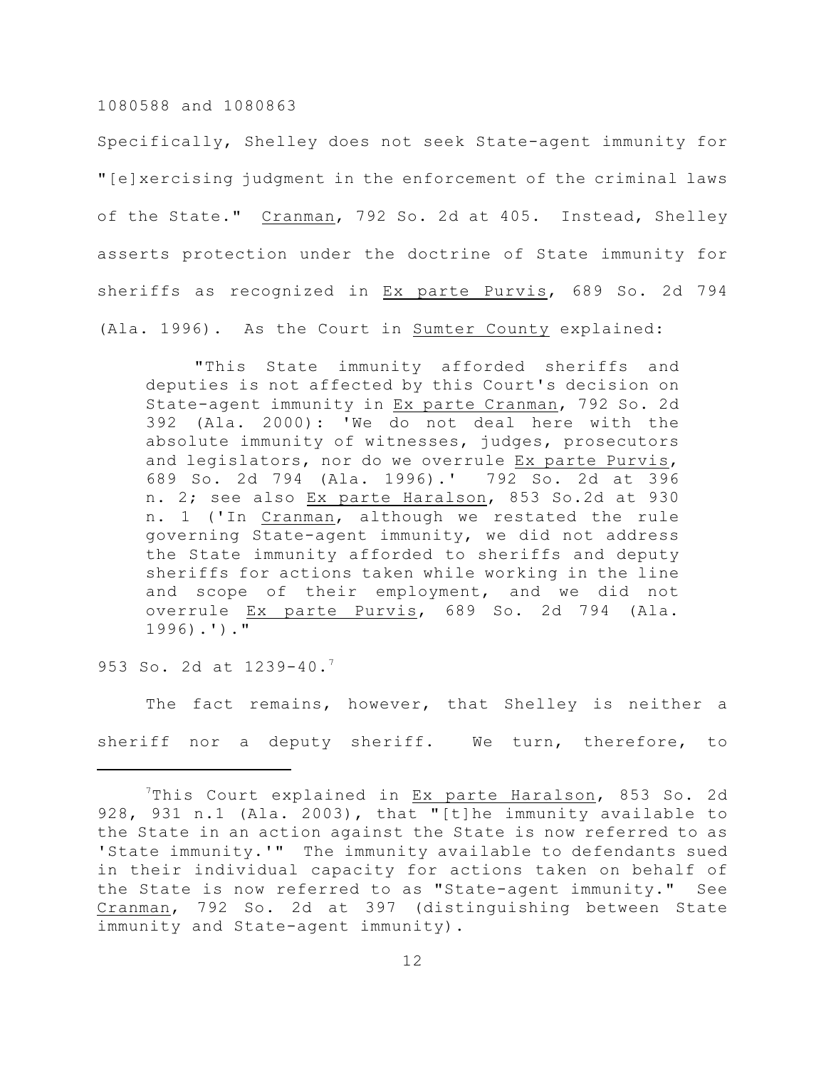Specifically, Shelley does not seek State-agent immunity for "[e]xercising judgment in the enforcement of the criminal laws of the State." Cranman, 792 So. 2d at 405. Instead, Shelley asserts protection under the doctrine of State immunity for sheriffs as recognized in Ex parte Purvis, 689 So. 2d 794 (Ala. 1996). As the Court in Sumter County explained:

> "This State immunity afforded sheriffs and deputies is not affected by this Court's decision on State-agent immunity in Ex parte Cranman, 792 So. 2d 392 (Ala. 2000): 'We do not deal here with the absolute immunity of witnesses, judges, prosecutors and legislators, nor do we overrule Ex parte Purvis, 689 So. 2d 794 (Ala. 1996).' 792 So. 2d at 396 n. 2; see also Ex parte Haralson, 853 So.2d at 930 n. 1 ('In Cranman, although we restated the rule governing State-agent immunity, we did not address the State immunity afforded to sheriffs and deputy sheriffs for actions taken while working in the line and scope of their employment, and we did not overrule Ex parte Purvis, 689 So. 2d 794 (Ala. 1996).')."

953 So. 2d at 1239-40.[7]

The fact remains, however, that Shelley is neither a sheriff nor a deputy sheriff. We turn, therefore, to

---

[7]This Court explained in Ex parte Haralson, 853 So. 2d 928, 931 n.1 (Ala. 2003), that "[t]he immunity available to the State in an action against the State is now referred to as 'State immunity.'" The immunity available to defendants sued in their individual capacity for actions taken on behalf of the State is now referred to as "State-agent immunity." See Cranman, 792 So. 2d at 397 (distinguishing between State immunity and State-agent immunity).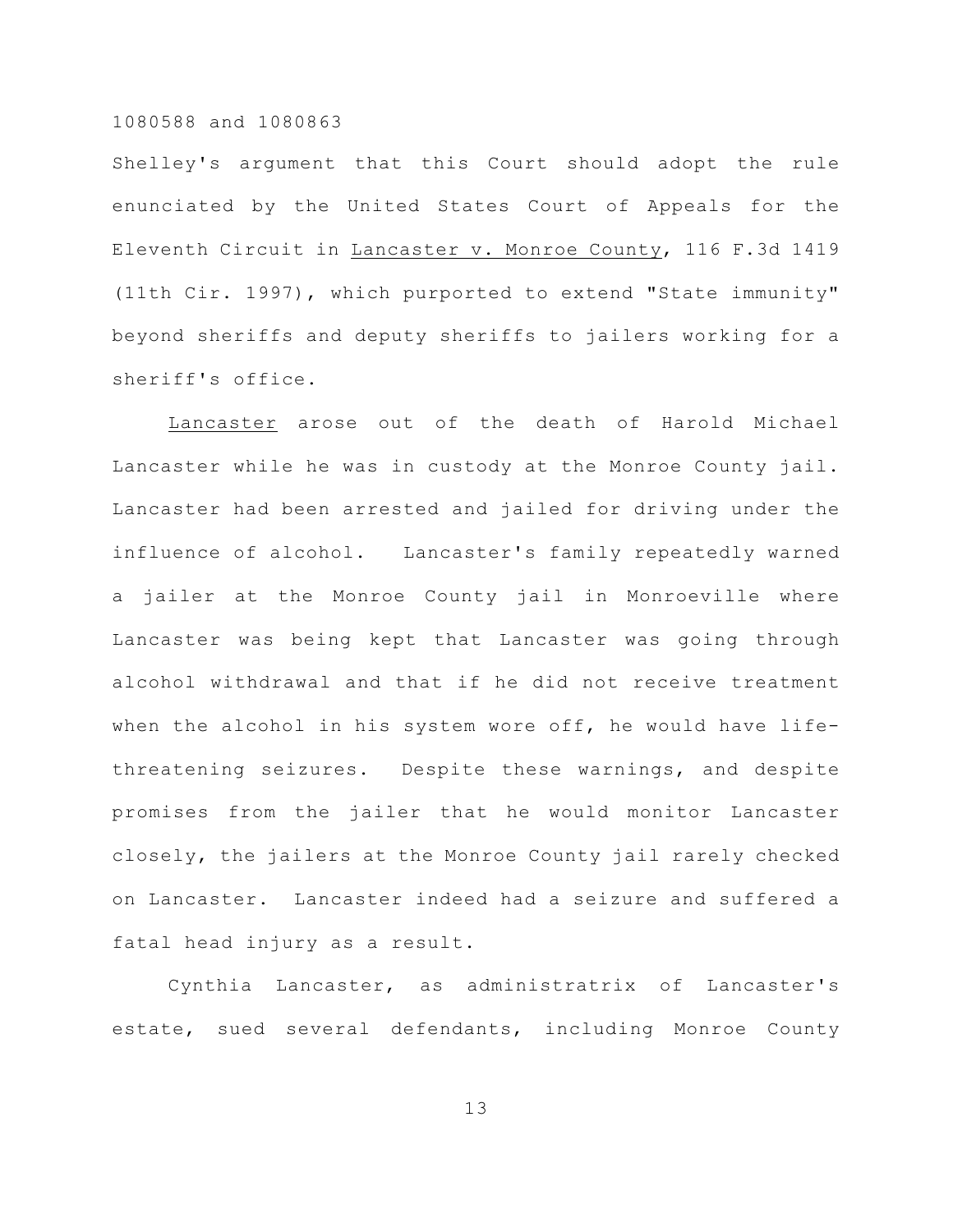Shelley's argument that this Court should adopt the rule enunciated by the United States Court of Appeals for the Eleventh Circuit in Lancaster v. Monroe County, 116 F.3d 1419 (11th Cir. 1997), which purported to extend "State immunity" beyond sheriffs and deputy sheriffs to jailers working for a sheriff's office.

Lancaster arose out of the death of Harold Michael Lancaster while he was in custody at the Monroe County jail. Lancaster had been arrested and jailed for driving under the influence of alcohol. Lancaster's family repeatedly warned a jailer at the Monroe County jail in Monroeville where Lancaster was being kept that Lancaster was going through alcohol withdrawal and that if he did not receive treatment when the alcohol in his system wore off, he would have life-threatening seizures. Despite these warnings, and despite promises from the jailer that he would monitor Lancaster closely, the jailers at the Monroe County jail rarely checked on Lancaster. Lancaster indeed had a seizure and suffered a fatal head injury as a result.

Cynthia Lancaster, as administratrix of Lancaster's estate, sued several defendants, including Monroe County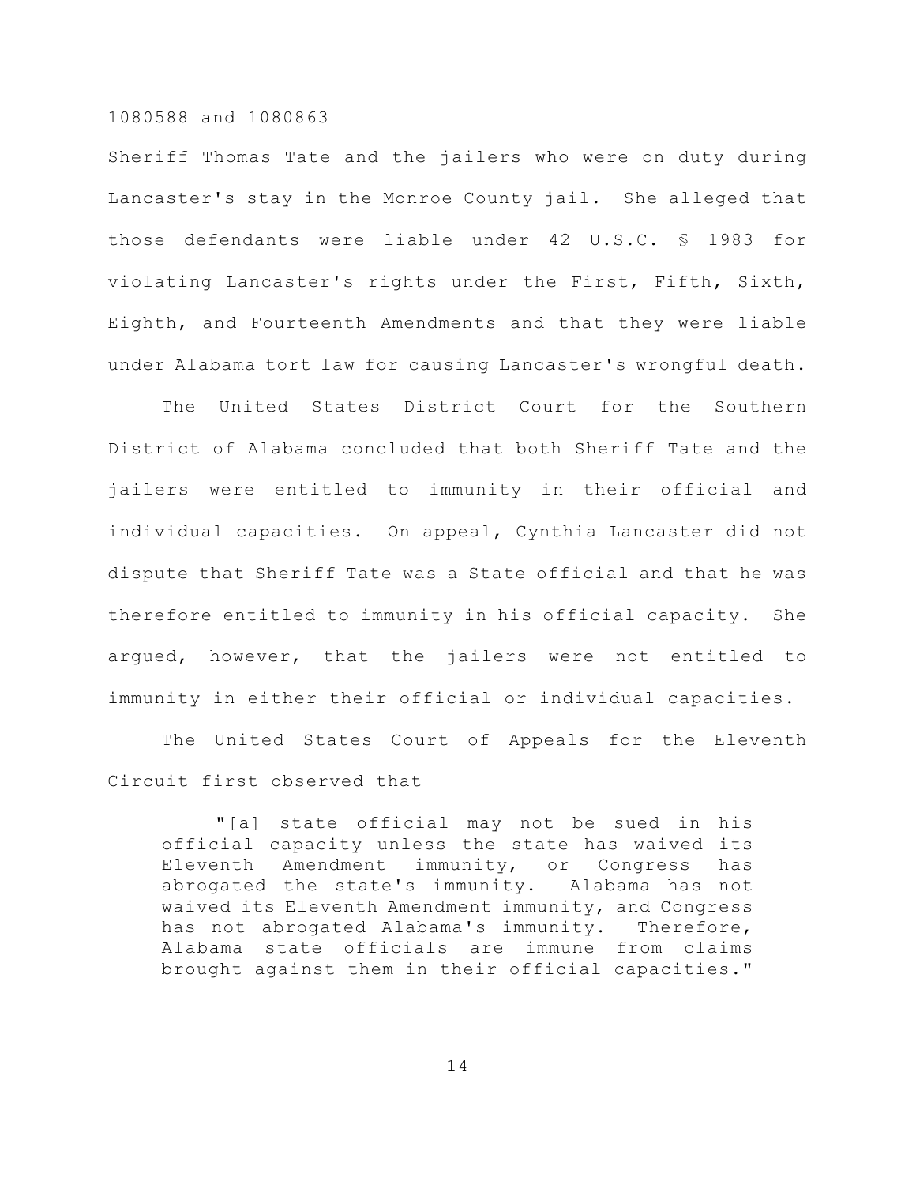Sheriff Thomas Tate and the jailers who were on duty during Lancaster's stay in the Monroe County jail. She alleged that those defendants were liable under 42 U.S.C. § 1983 for violating Lancaster's rights under the First, Fifth, Sixth, Eighth, and Fourteenth Amendments and that they were liable under Alabama tort law for causing Lancaster's wrongful death.

The United States District Court for the Southern District of Alabama concluded that both Sheriff Tate and the jailers were entitled to immunity in their official and individual capacities. On appeal, Cynthia Lancaster did not dispute that Sheriff Tate was a State official and that he was therefore entitled to immunity in his official capacity. She argued, however, that the jailers were not entitled to immunity in either their official or individual capacities.

The United States Court of Appeals for the Eleventh Circuit first observed that

> "[a] state official may not be sued in his official capacity unless the state has waived its Eleventh Amendment immunity, or Congress has abrogated the state's immunity. Alabama has not waived its Eleventh Amendment immunity, and Congress has not abrogated Alabama's immunity. Therefore, Alabama state officials are immune from claims brought against them in their official capacities."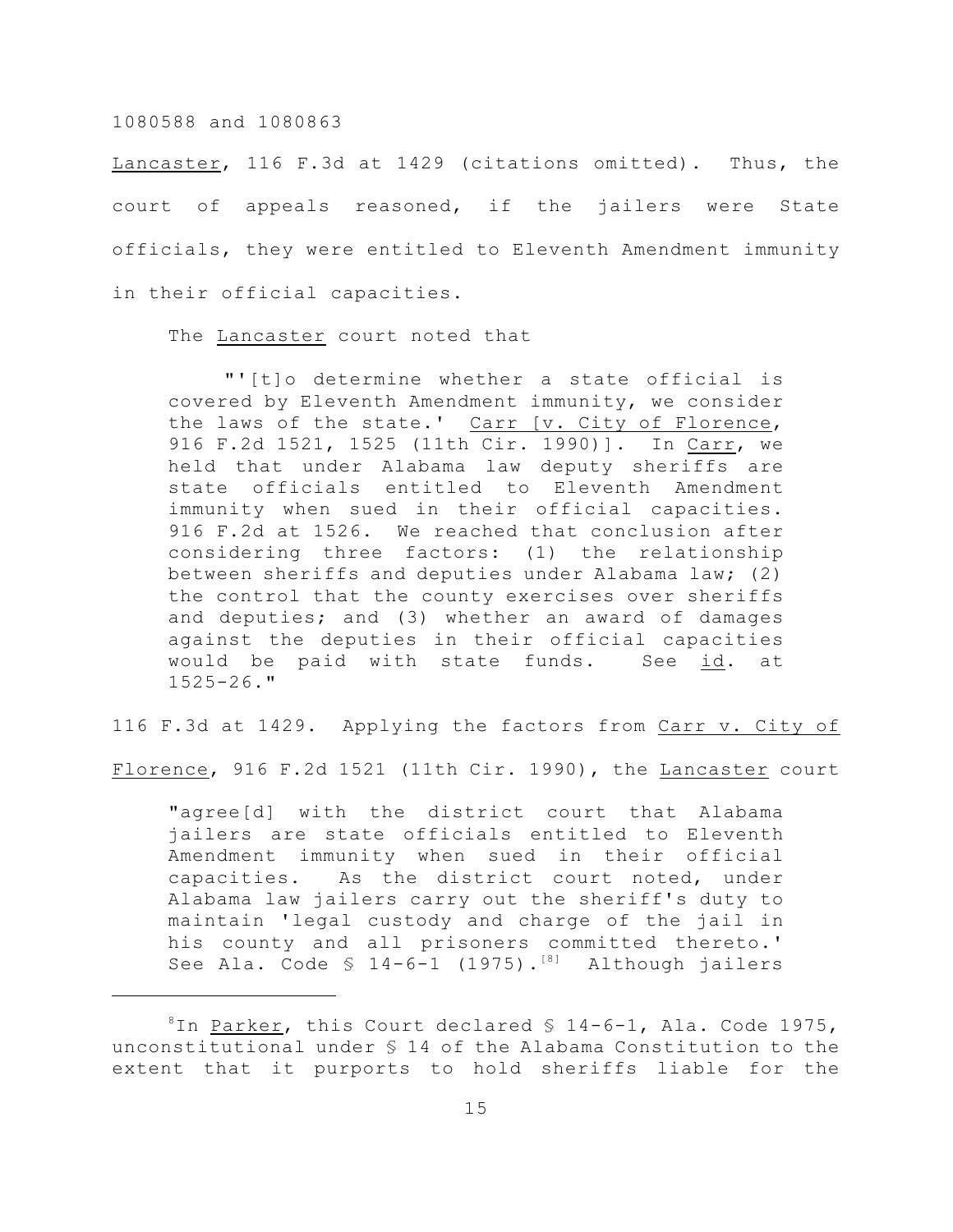Lancaster, 116 F.3d at 1429 (citations omitted). Thus, the court of appeals reasoned, if the jailers were State officials, they were entitled to Eleventh Amendment immunity in their official capacities.

The Lancaster court noted that

> "'[t]o determine whether a state official is covered by Eleventh Amendment immunity, we consider the laws of the state.' Carr [v. City of Florence, 916 F.2d 1521, 1525 (11th Cir. 1990)]. In Carr, we held that under Alabama law deputy sheriffs are state officials entitled to Eleventh Amendment immunity when sued in their official capacities. 916 F.2d at 1526. We reached that conclusion after considering three factors: (1) the relationship between sheriffs and deputies under Alabama law; (2) the control that the county exercises over sheriffs and deputies; and (3) whether an award of damages against the deputies in their official capacities would be paid with state funds. See id. at 1525-26."

116 F.3d at 1429. Applying the factors from Carr v. City of Florence, 916 F.2d 1521 (11th Cir. 1990), the Lancaster court

> "agree[d] with the district court that Alabama jailers are state officials entitled to Eleventh Amendment immunity when sued in their official capacities. As the district court noted, under Alabama law jailers carry out the sheriff's duty to maintain 'legal custody and charge of the jail in his county and all prisoners committed thereto.' See Ala. Code § 14-6-1 (1975).[8] Although jailers

---

[8]In Parker, this Court declared § 14-6-1, Ala. Code 1975, unconstitutional under § 14 of the Alabama Constitution to the extent that it purports to hold sheriffs liable for the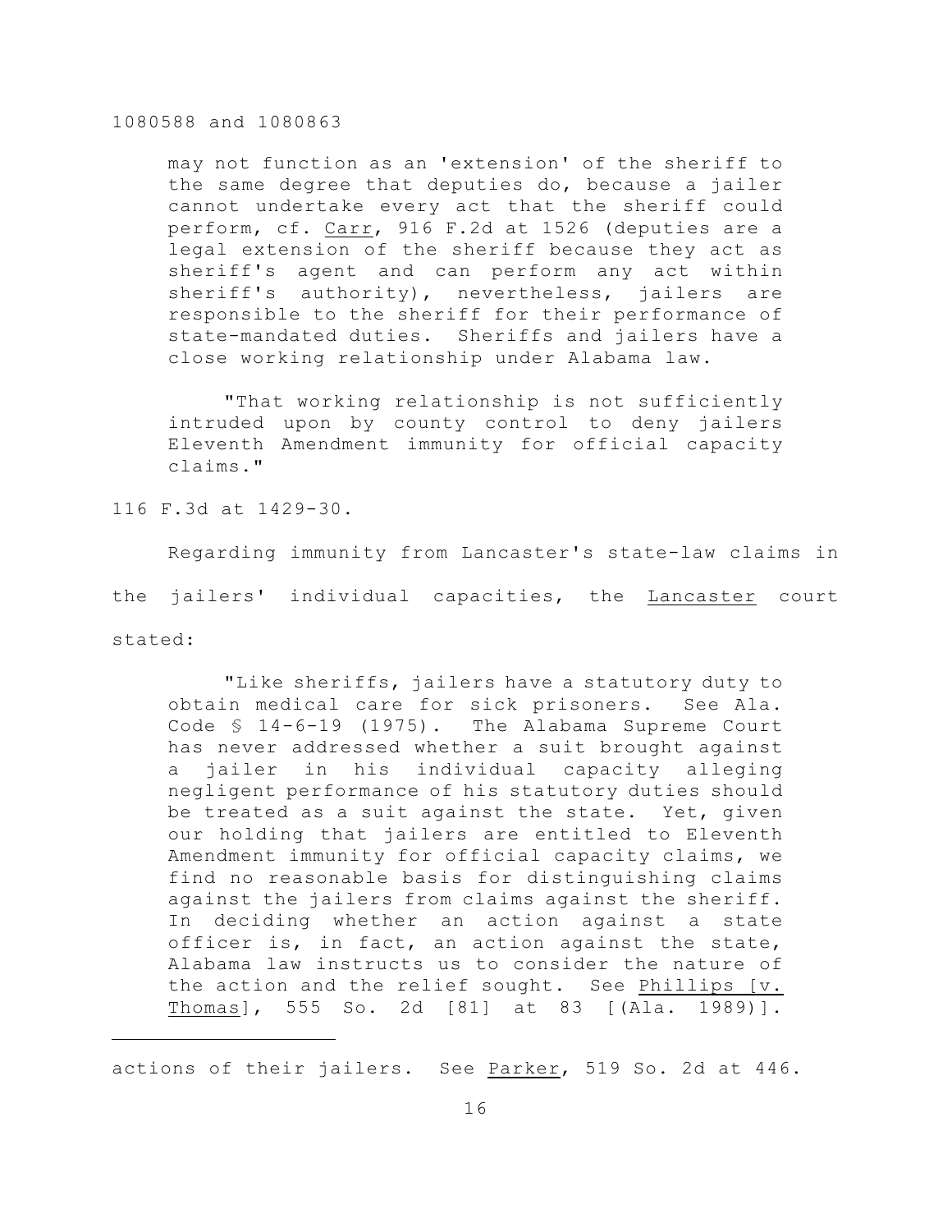may not function as an 'extension' of the sheriff to the same degree that deputies do, because a jailer cannot undertake every act that the sheriff could perform, cf. Carr, 916 F.2d at 1526 (deputies are a legal extension of the sheriff because they act as sheriff's agent and can perform any act within sheriff's authority), nevertheless, jailers are responsible to the sheriff for their performance of state-mandated duties. Sheriffs and jailers have a close working relationship under Alabama law.

> "That working relationship is not sufficiently intruded upon by county control to deny jailers Eleventh Amendment immunity for official capacity claims."

116 F.3d at 1429-30.

Regarding immunity from Lancaster's state-law claims in the jailers' individual capacities, the Lancaster court stated:

> "Like sheriffs, jailers have a statutory duty to obtain medical care for sick prisoners. See Ala. Code § 14-6-19 (1975). The Alabama Supreme Court has never addressed whether a suit brought against a jailer in his individual capacity alleging negligent performance of his statutory duties should be treated as a suit against the state. Yet, given our holding that jailers are entitled to Eleventh Amendment immunity for official capacity claims, we find no reasonable basis for distinguishing claims against the jailers from claims against the sheriff. In deciding whether an action against a state officer is, in fact, an action against the state, Alabama law instructs us to consider the nature of the action and the relief sought. See Phillips [v. Thomas], 555 So. 2d [81] at 83 [(Ala. 1989)].

---

actions of their jailers. See Parker, 519 So. 2d at 446.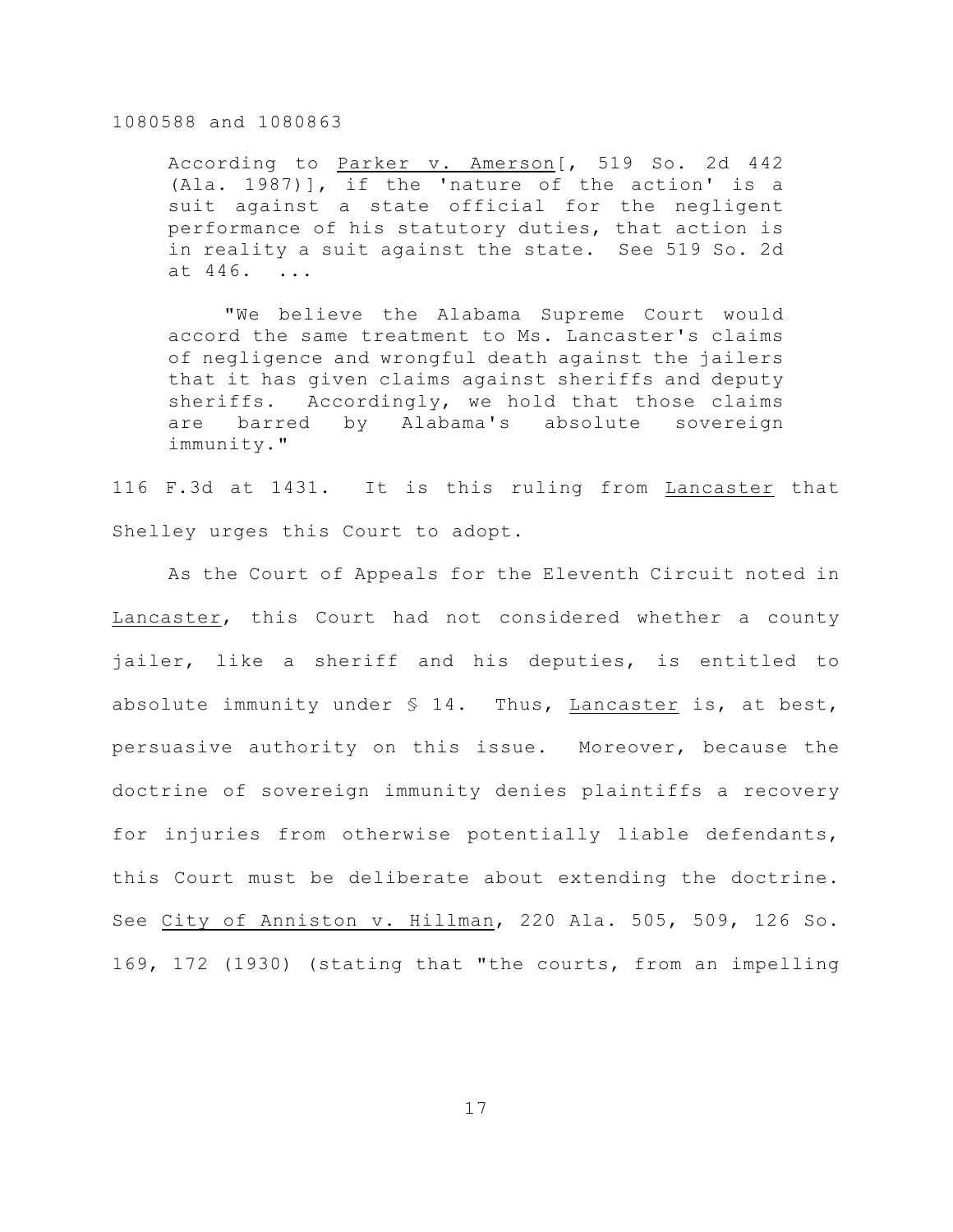According to Parker v. Amerson[, 519 So. 2d 442 (Ala. 1987)], if the 'nature of the action' is a suit against a state official for the negligent performance of his statutory duties, that action is in reality a suit against the state. See 519 So. 2d at 446. ...

> "We believe the Alabama Supreme Court would accord the same treatment to Ms. Lancaster's claims of negligence and wrongful death against the jailers that it has given claims against sheriffs and deputy sheriffs. Accordingly, we hold that those claims are barred by Alabama's absolute sovereign immunity."

116 F.3d at 1431. It is this ruling from Lancaster that Shelley urges this Court to adopt.

As the Court of Appeals for the Eleventh Circuit noted in Lancaster, this Court had not considered whether a county jailer, like a sheriff and his deputies, is entitled to absolute immunity under § 14. Thus, Lancaster is, at best, persuasive authority on this issue. Moreover, because the doctrine of sovereign immunity denies plaintiffs a recovery for injuries from otherwise potentially liable defendants, this Court must be deliberate about extending the doctrine. See City of Anniston v. Hillman, 220 Ala. 505, 509, 126 So. 169, 172 (1930) (stating that "the courts, from an impelling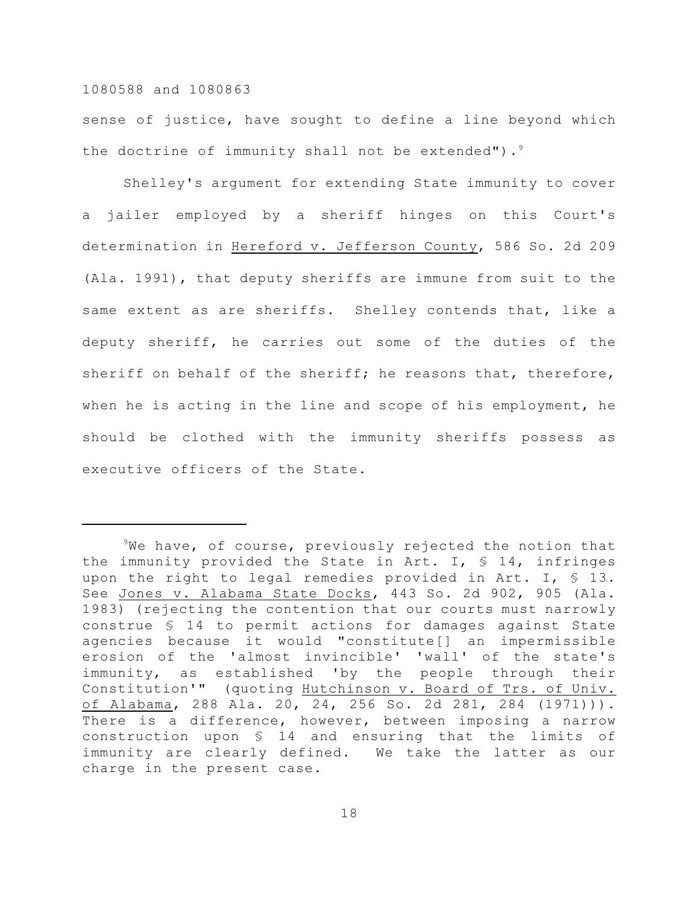sense of justice, have sought to define a line beyond which the doctrine of immunity shall not be extended").[9]

Shelley's argument for extending State immunity to cover a jailer employed by a sheriff hinges on this Court's determination in Hereford v. Jefferson County, 586 So. 2d 209 (Ala. 1991), that deputy sheriffs are immune from suit to the same extent as are sheriffs. Shelley contends that, like a deputy sheriff, he carries out some of the duties of the sheriff on behalf of the sheriff; he reasons that, therefore, when he is acting in the line and scope of his employment, he should be clothed with the immunity sheriffs possess as executive officers of the State.

---

[9]We have, of course, previously rejected the notion that the immunity provided the State in Art. I, § 14, infringes upon the right to legal remedies provided in Art. I, § 13. See Jones v. Alabama State Docks, 443 So. 2d 902, 905 (Ala. 1983) (rejecting the contention that our courts must narrowly construe § 14 to permit actions for damages against State agencies because it would "constitute[] an impermissible erosion of the 'almost invincible' 'wall' of the state's immunity, as established 'by the people through their Constitution'" (quoting Hutchinson v. Board of Trs. of Univ. of Alabama, 288 Ala. 20, 24, 256 So. 2d 281, 284 (1971))). There is a difference, however, between imposing a narrow construction upon § 14 and ensuring that the limits of immunity are clearly defined. We take the latter as our charge in the present case.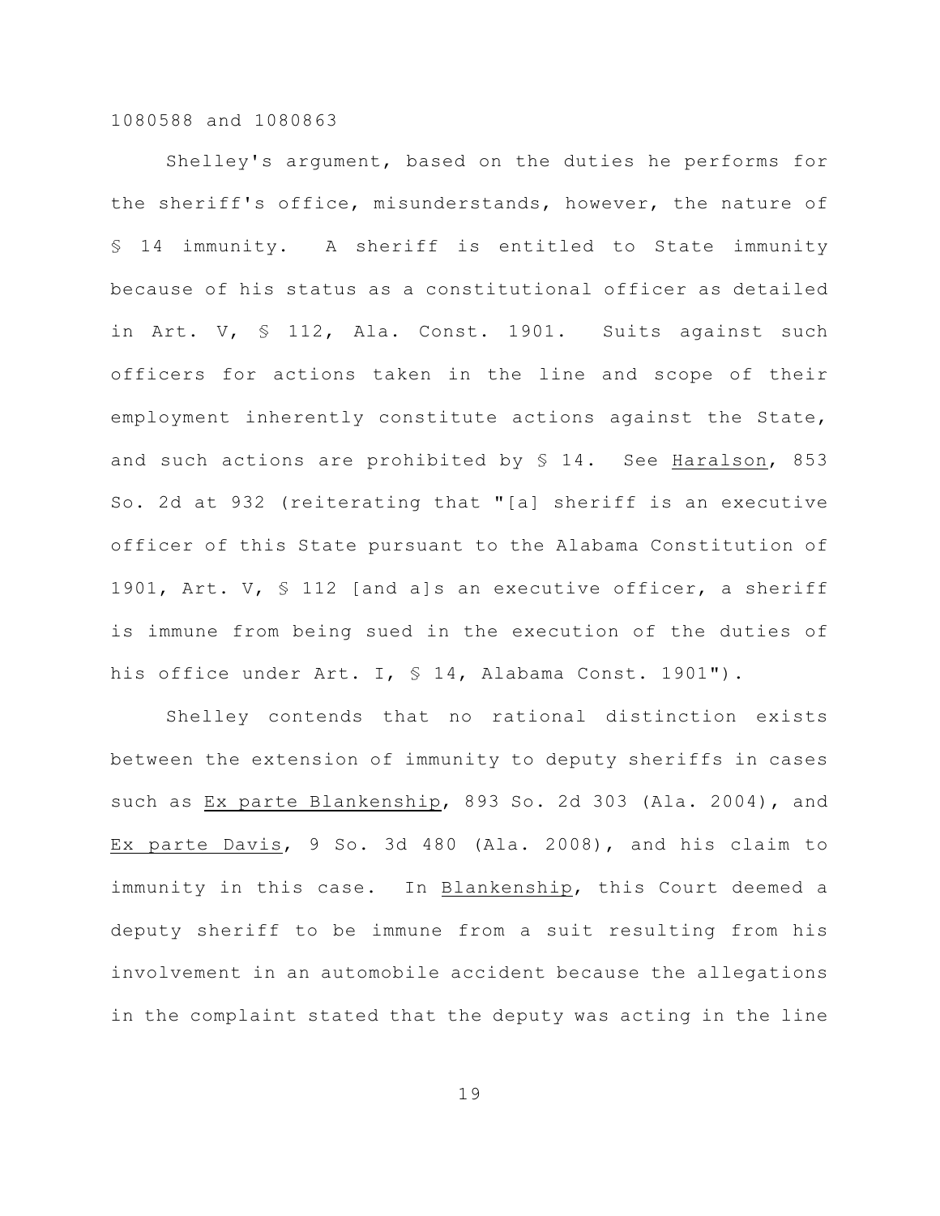Shelley's argument, based on the duties he performs for the sheriff's office, misunderstands, however, the nature of § 14 immunity. A sheriff is entitled to State immunity because of his status as a constitutional officer as detailed in Art. V, § 112, Ala. Const. 1901. Suits against such officers for actions taken in the line and scope of their employment inherently constitute actions against the State, and such actions are prohibited by § 14. See Haralson, 853 So. 2d at 932 (reiterating that "[a] sheriff is an executive officer of this State pursuant to the Alabama Constitution of 1901, Art. V, § 112 [and a]s an executive officer, a sheriff is immune from being sued in the execution of the duties of his office under Art. I, § 14, Alabama Const. 1901").

Shelley contends that no rational distinction exists between the extension of immunity to deputy sheriffs in cases such as Ex parte Blankenship, 893 So. 2d 303 (Ala. 2004), and Ex parte Davis, 9 So. 3d 480 (Ala. 2008), and his claim to immunity in this case. In Blankenship, this Court deemed a deputy sheriff to be immune from a suit resulting from his involvement in an automobile accident because the allegations in the complaint stated that the deputy was acting in the line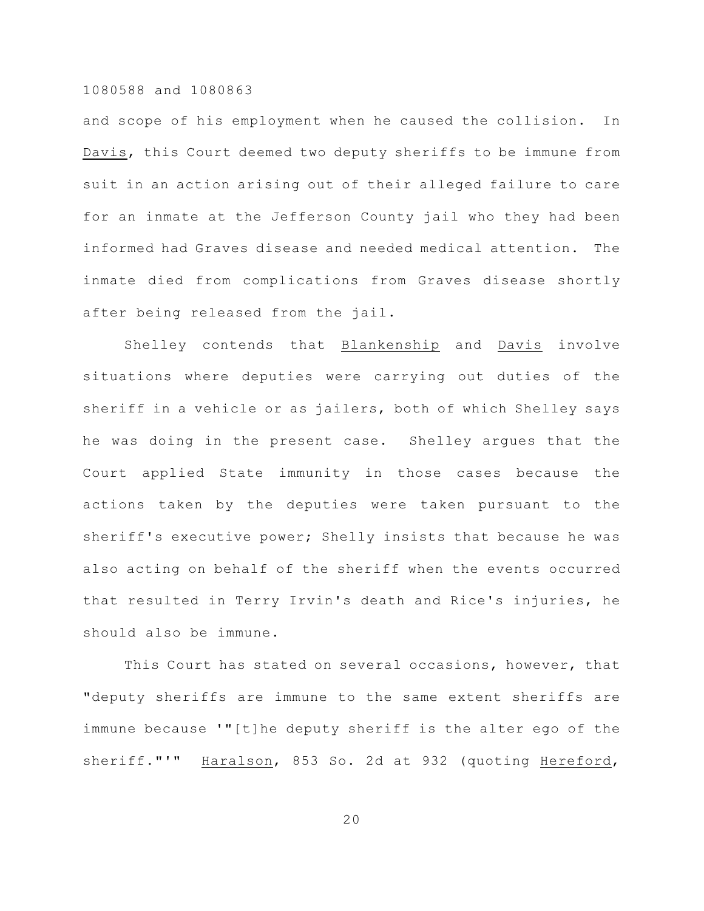and scope of his employment when he caused the collision. In _Davis_, this Court deemed two deputy sheriffs to be immune from suit in an action arising out of their alleged failure to care for an inmate at the Jefferson County jail who they had been informed had Graves disease and needed medical attention. The inmate died from complications from Graves disease shortly after being released from the jail.

Shelley contends that _Blankenship_ and _Davis_ involve situations where deputies were carrying out duties of the sheriff in a vehicle or as jailers, both of which Shelley says he was doing in the present case. Shelley argues that the Court applied State immunity in those cases because the actions taken by the deputies were taken pursuant to the sheriff's executive power; Shelly insists that because he was also acting on behalf of the sheriff when the events occurred that resulted in Terry Irvin's death and Rice's injuries, he should also be immune.

This Court has stated on several occasions, however, that "deputy sheriffs are immune to the same extent sheriffs are immune because '"[t]he deputy sheriff is the alter ego of the sheriff."'" _Haralson_, 853 So. 2d at 932 (quoting _Hereford_,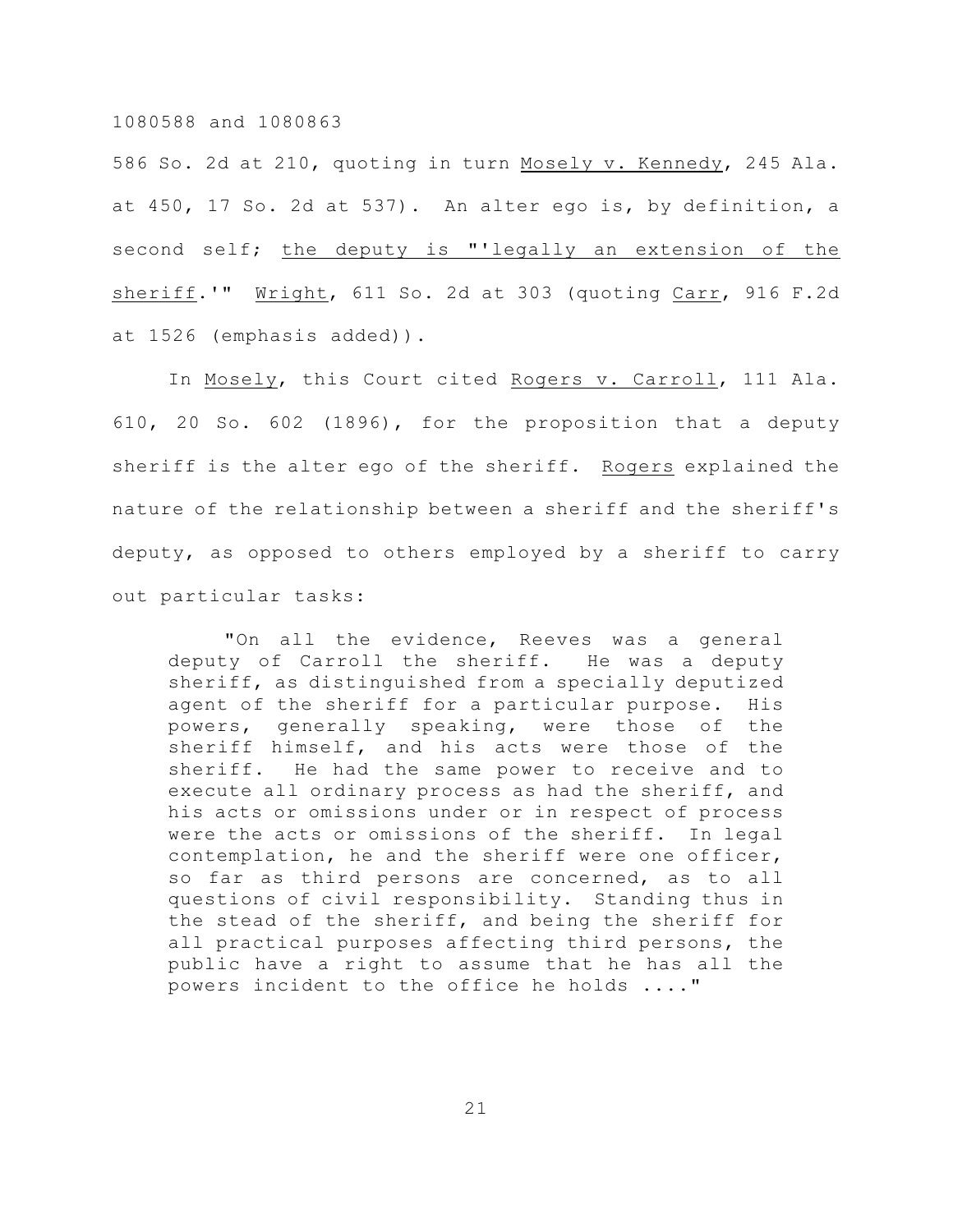586 So. 2d at 210, quoting in turn Mosely v. Kennedy, 245 Ala. at 450, 17 So. 2d at 537). An alter ego is, by definition, a second self; the deputy is "'legally an extension of the sheriff.'" Wright, 611 So. 2d at 303 (quoting Carr, 916 F.2d at 1526 (emphasis added)).

In Mosely, this Court cited Rogers v. Carroll, 111 Ala. 610, 20 So. 602 (1896), for the proposition that a deputy sheriff is the alter ego of the sheriff. Rogers explained the nature of the relationship between a sheriff and the sheriff's deputy, as opposed to others employed by a sheriff to carry out particular tasks:

> "On all the evidence, Reeves was a general deputy of Carroll the sheriff. He was a deputy sheriff, as distinguished from a specially deputized agent of the sheriff for a particular purpose. His powers, generally speaking, were those of the sheriff himself, and his acts were those of the sheriff. He had the same power to receive and to execute all ordinary process as had the sheriff, and his acts or omissions under or in respect of process were the acts or omissions of the sheriff. In legal contemplation, he and the sheriff were one officer, so far as third persons are concerned, as to all questions of civil responsibility. Standing thus in the stead of the sheriff, and being the sheriff for all practical purposes affecting third persons, the public have a right to assume that he has all the powers incident to the office he holds ...."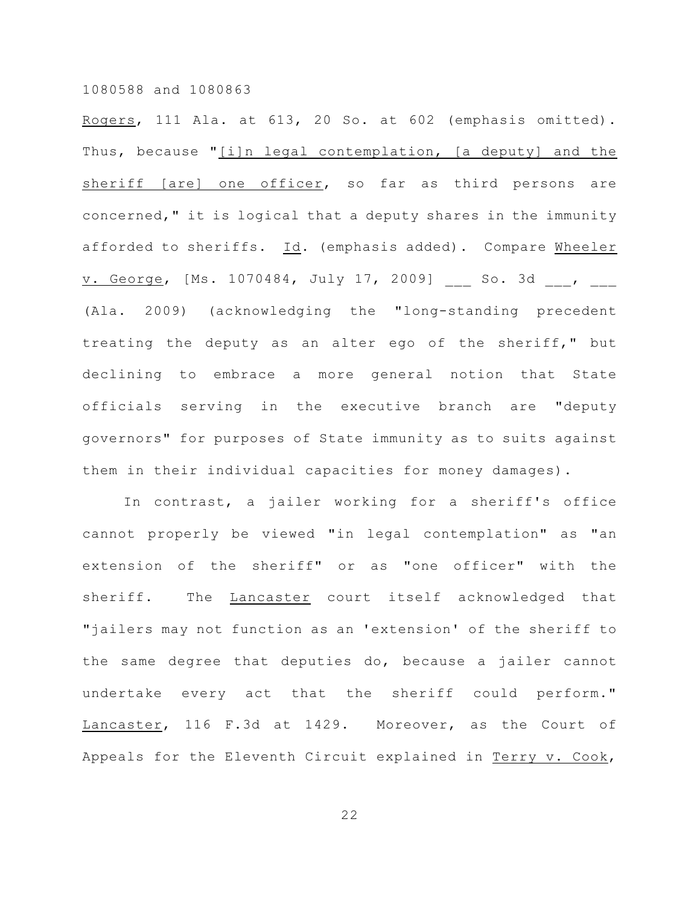Rogers, 111 Ala. at 613, 20 So. at 602 (emphasis omitted). Thus, because "[i]n legal contemplation, [a deputy] and the sheriff [are] one officer, so far as third persons are concerned," it is logical that a deputy shares in the immunity afforded to sheriffs. Id. (emphasis added). Compare Wheeler v. George, [Ms. 1070484, July 17, 2009] ___ So. 3d ___, ___ (Ala. 2009) (acknowledging the "long-standing precedent treating the deputy as an alter ego of the sheriff," but declining to embrace a more general notion that State officials serving in the executive branch are "deputy governors" for purposes of State immunity as to suits against them in their individual capacities for money damages).

In contrast, a jailer working for a sheriff's office cannot properly be viewed "in legal contemplation" as "an extension of the sheriff" or as "one officer" with the sheriff. The Lancaster court itself acknowledged that "jailers may not function as an 'extension' of the sheriff to the same degree that deputies do, because a jailer cannot undertake every act that the sheriff could perform." Lancaster, 116 F.3d at 1429. Moreover, as the Court of Appeals for the Eleventh Circuit explained in Terry v. Cook,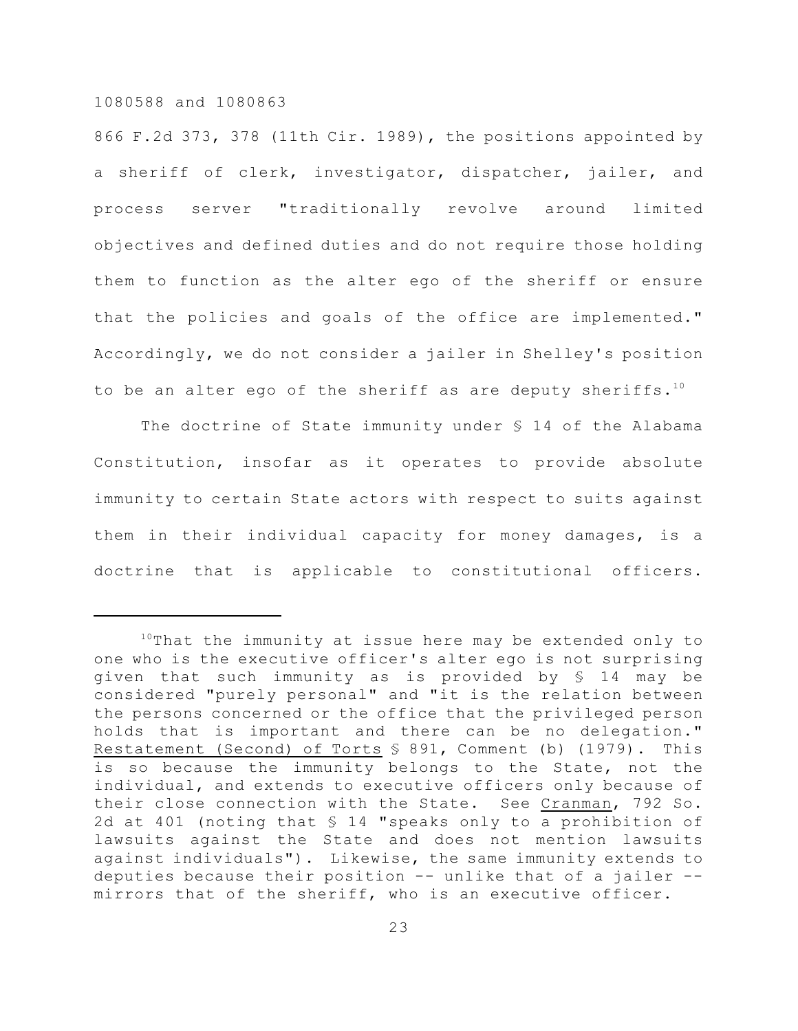866 F.2d 373, 378 (11th Cir. 1989), the positions appointed by a sheriff of clerk, investigator, dispatcher, jailer, and process server "traditionally revolve around limited objectives and defined duties and do not require those holding them to function as the alter ego of the sheriff or ensure that the policies and goals of the office are implemented." Accordingly, we do not consider a jailer in Shelley's position to be an alter ego of the sheriff as are deputy sheriffs.[10]

The doctrine of State immunity under § 14 of the Alabama Constitution, insofar as it operates to provide absolute immunity to certain State actors with respect to suits against them in their individual capacity for money damages, is a doctrine that is applicable to constitutional officers.

---

[10]That the immunity at issue here may be extended only to one who is the executive officer's alter ego is not surprising given that such immunity as is provided by § 14 may be considered "purely personal" and "it is the relation between the persons concerned or the office that the privileged person holds that is important and there can be no delegation." Restatement (Second) of Torts § 891, Comment (b) (1979). This is so because the immunity belongs to the State, not the individual, and extends to executive officers only because of their close connection with the State. See Cranman, 792 So. 2d at 401 (noting that § 14 "speaks only to a prohibition of lawsuits against the State and does not mention lawsuits against individuals"). Likewise, the same immunity extends to deputies because their position -- unlike that of a jailer -- mirrors that of the sheriff, who is an executive officer.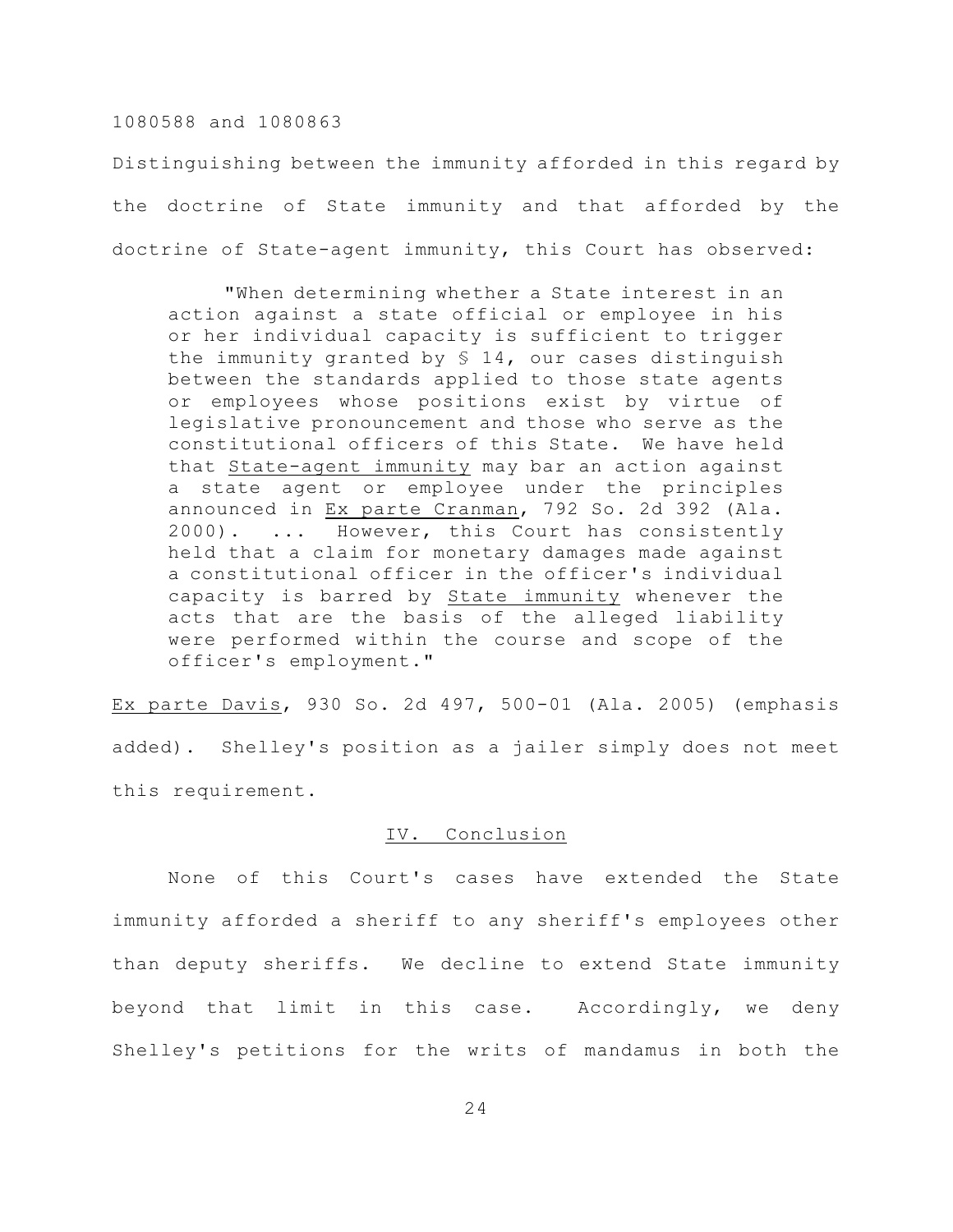Distinguishing between the immunity afforded in this regard by the doctrine of State immunity and that afforded by the doctrine of State-agent immunity, this Court has observed:

> "When determining whether a State interest in an action against a state official or employee in his or her individual capacity is sufficient to trigger the immunity granted by § 14, our cases distinguish between the standards applied to those state agents or employees whose positions exist by virtue of legislative pronouncement and those who serve as the constitutional officers of this State. We have held that <u>State-agent immunity</u> may bar an action against a state agent or employee under the principles announced in <u>Ex parte Cranman</u>, 792 So. 2d 392 (Ala. 2000). ... However, this Court has consistently held that a claim for monetary damages made against a constitutional officer in the officer's individual capacity is barred by <u>State immunity</u> whenever the acts that are the basis of the alleged liability were performed within the course and scope of the officer's employment."

<u>Ex parte Davis</u>, 930 So. 2d 497, 500-01 (Ala. 2005) (emphasis added). Shelley's position as a jailer simply does not meet this requirement.

## IV. Conclusion

None of this Court's cases have extended the State immunity afforded a sheriff to any sheriff's employees other than deputy sheriffs. We decline to extend State immunity beyond that limit in this case. Accordingly, we deny Shelley's petitions for the writs of mandamus in both the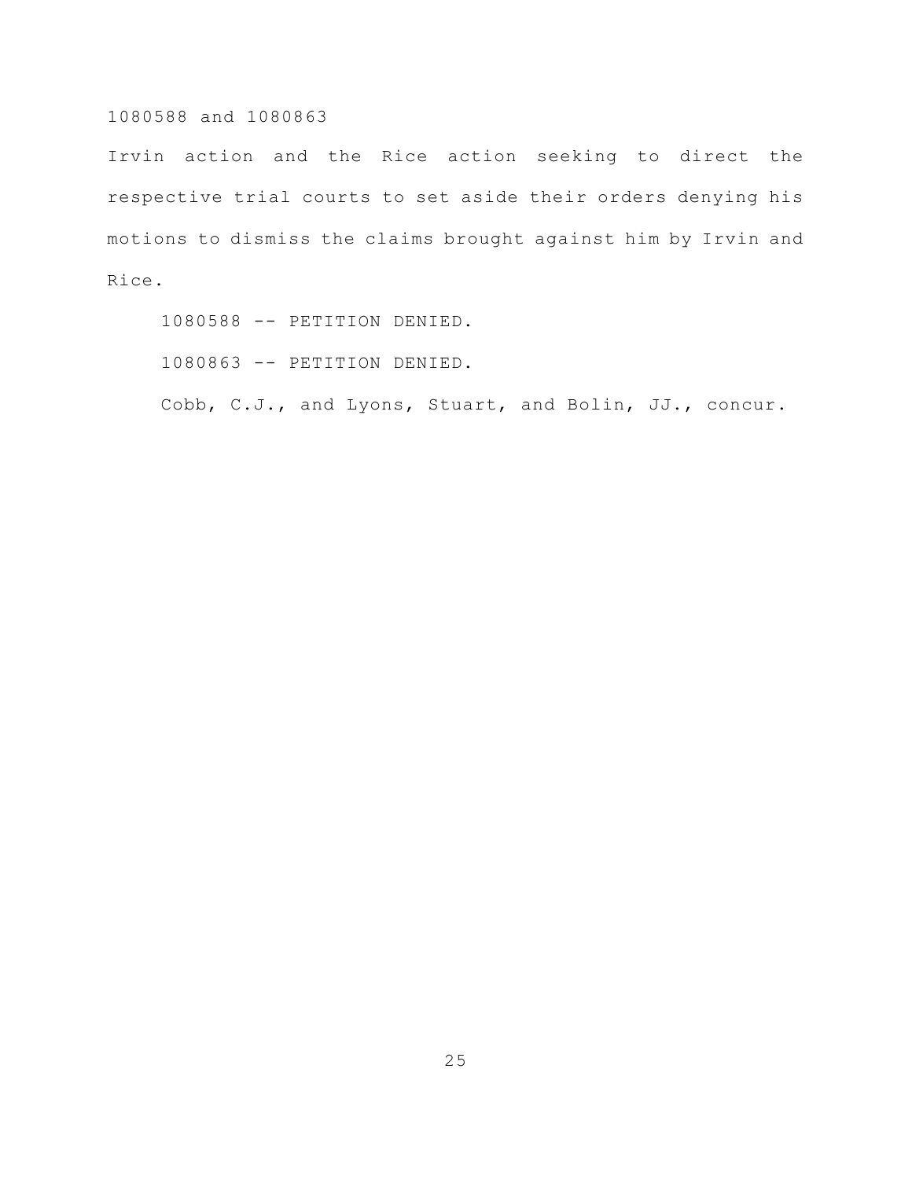Irvin action and the Rice action seeking to direct the respective trial courts to set aside their orders denying his motions to dismiss the claims brought against him by Irvin and Rice.

1080588 -- PETITION DENIED.

1080863 -- PETITION DENIED.

Cobb, C.J., and Lyons, Stuart, and Bolin, JJ., concur.